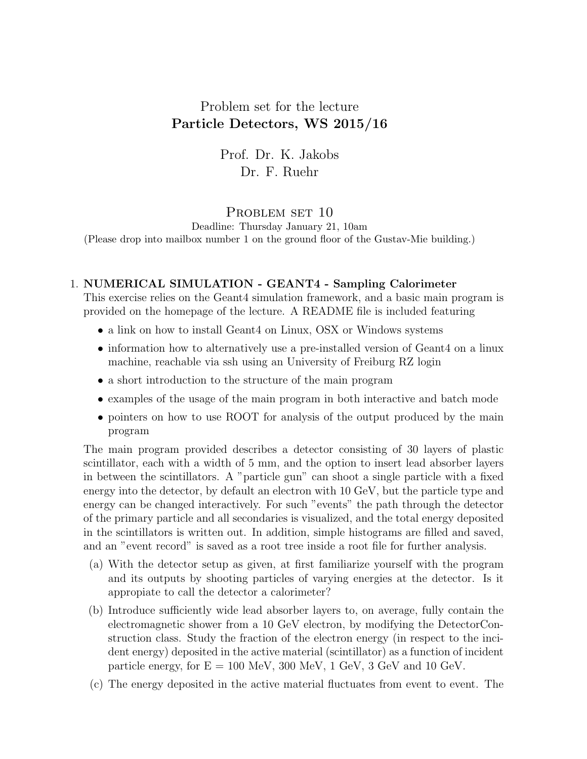Problem set for the lecture

**Particle Detectors, WS 2015/16**

Prof. Dr. K. Jakobs
Dr. F. Ruehr

# Problem set 10

Deadline: Thursday January 21, 10am
(Please drop into mailbox number 1 on the ground floor of the Gustav-Mie building.)

1. **NUMERICAL SIMULATION - GEANT4 - Sampling Calorimeter**
   This exercise relies on the Geant4 simulation framework, and a basic main program is provided on the homepage of the lecture. A README file is included featuring

   - a link on how to install Geant4 on Linux, OSX or Windows systems
   - information how to alternatively use a pre-installed version of Geant4 on a linux machine, reachable via ssh using an University of Freiburg RZ login
   - a short introduction to the structure of the main program
   - examples of the usage of the main program in both interactive and batch mode
   - pointers on how to use ROOT for analysis of the output produced by the main program

   The main program provided describes a detector consisting of 30 layers of plastic scintillator, each with a width of 5 mm, and the option to insert lead absorber layers in between the scintillators. A "particle gun" can shoot a single particle with a fixed energy into the detector, by default an electron with 10 GeV, but the particle type and energy can be changed interactively. For such "events" the path through the detector of the primary particle and all secondaries is visualized, and the total energy deposited in the scintillators is written out. In addition, simple histograms are filled and saved, and an "event record" is saved as a root tree inside a root file for further analysis.

   (a) With the detector setup as given, at first familiarize yourself with the program and its outputs by shooting particles of varying energies at the detector. Is it appropiate to call the detector a calorimeter?

   (b) Introduce sufficiently wide lead absorber layers to, on average, fully contain the electromagnetic shower from a 10 GeV electron, by modifying the DetectorConstruction class. Study the fraction of the electron energy (in respect to the incident energy) deposited in the active material (scintillator) as a function of incident particle energy, for E = 100 MeV, 300 MeV, 1 GeV, 3 GeV and 10 GeV.

   (c) The energy deposited in the active material fluctuates from event to event. The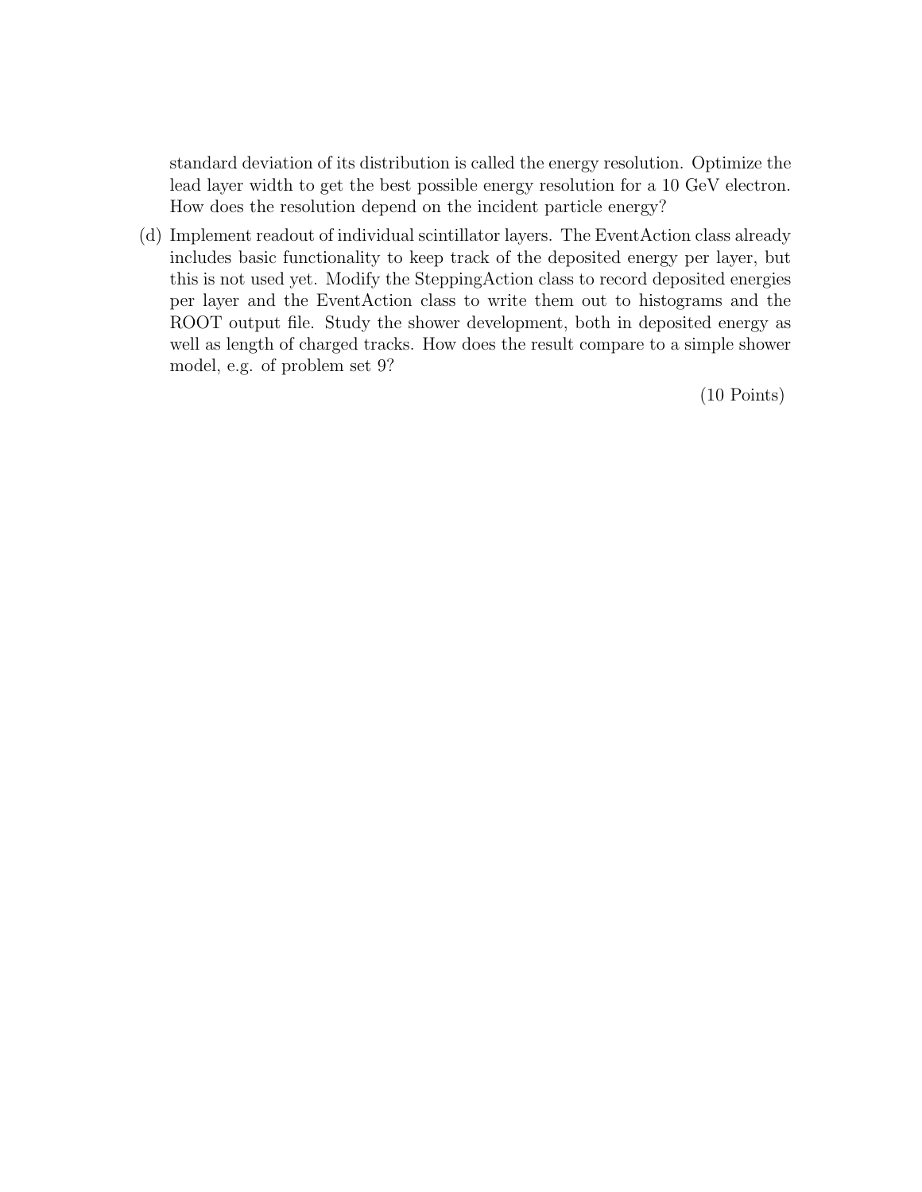standard deviation of its distribution is called the energy resolution. Optimize the lead layer width to get the best possible energy resolution for a 10 GeV electron. How does the resolution depend on the incident particle energy?

(d) Implement readout of individual scintillator layers. The EventAction class already includes basic functionality to keep track of the deposited energy per layer, but this is not used yet. Modify the SteppingAction class to record deposited energies per layer and the EventAction class to write them out to histograms and the ROOT output file. Study the shower development, both in deposited energy as well as length of charged tracks. How does the result compare to a simple shower model, e.g. of problem set 9?

(10 Points)